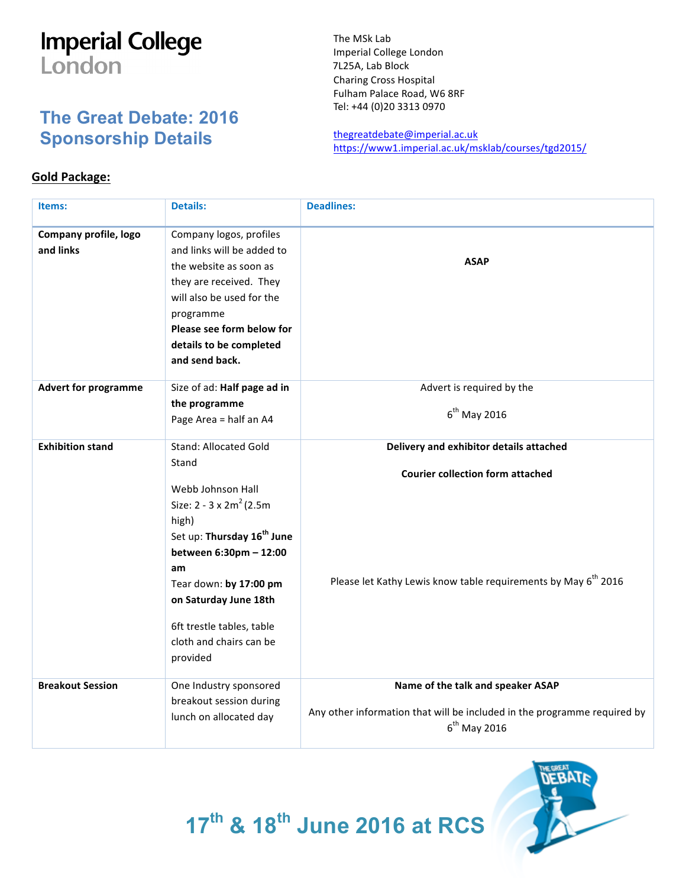Imperial College London

# The Great Debate: 2016 Sponsorship Details

The MSk Lab
Imperial College London
7L25A, Lab Block
Charing Cross Hospital
Fulham Palace Road, W6 8RF
Tel: +44 (0)20 3313 0970

thegreatdebate@imperial.ac.uk
https://www1.imperial.ac.uk/msklab/courses/tgd2015/

## Gold Package:

| Items: | Details: | Deadlines: |
|---|---|---|
| **Company profile, logo and links** | Company logos, profiles and links will be added to the website as soon as they are received. They will also be used for the programme **Please see form below for details to be completed and send back.** | **ASAP** |
| **Advert for programme** | Size of ad: **Half page ad in the programme** Page Area = half an A4 | Advert is required by the 6th May 2016 |
| **Exhibition stand** | Stand: Allocated Gold Stand<br><br>Webb Johnson Hall<br>Size: 2 - 3 x 2$m^2$ (2.5m high)<br>Set up: **Thursday 16th June between 6:30pm – 12:00 am**<br>Tear down: **by 17:00 pm on Saturday June 18th**<br><br>6ft trestle tables, table cloth and chairs can be provided | **Delivery and exhibitor details attached**<br><br>**Courier collection form attached**<br><br>Please let Kathy Lewis know table requirements by May 6th 2016 |
| **Breakout Session** | One Industry sponsored breakout session during lunch on allocated day | **Name of the talk and speaker ASAP**<br><br>Any other information that will be included in the programme required by 6th May 2016 |

**17th & 18th June 2016 at RCS**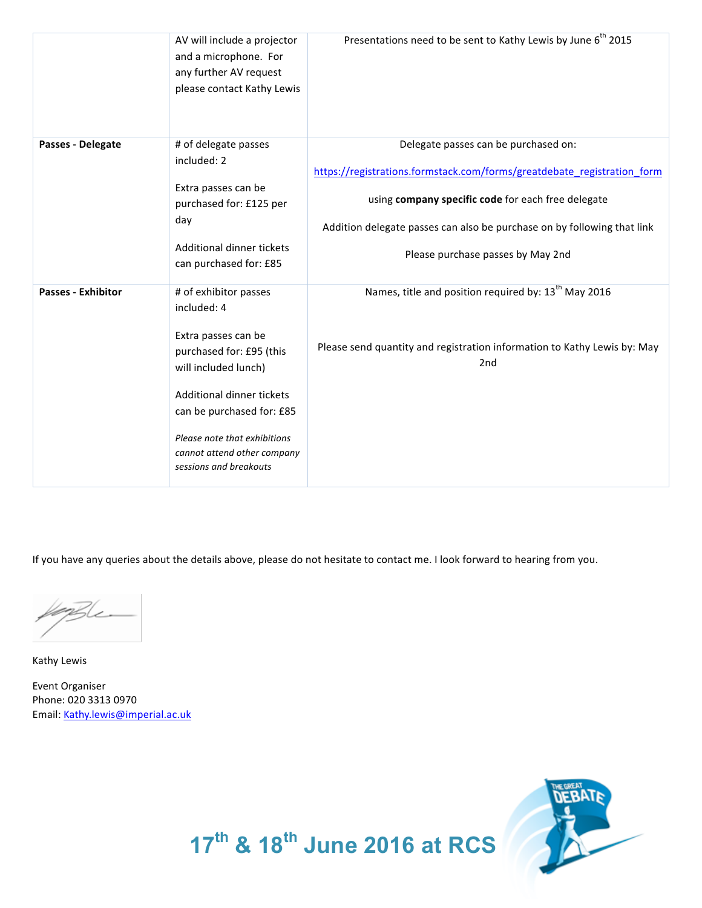| | | |
|---|---|---|
| | AV will include a projector and a microphone. For any further AV request please contact Kathy Lewis | Presentations need to be sent to Kathy Lewis by June 6th 2015 |
| **Passes - Delegate** | # of delegate passes included: 2<br><br>Extra passes can be purchased for: £125 per day<br><br>Additional dinner tickets can purchased for: £85 | Delegate passes can be purchased on:<br><br>https://registrations.formstack.com/forms/greatdebate_registration_form<br><br>using **company specific code** for each free delegate<br><br>Addition delegate passes can also be purchase on by following that link<br><br>Please purchase passes by May 2nd |
| **Passes - Exhibitor** | # of exhibitor passes included: 4<br><br>Extra passes can be purchased for: £95 (this will included lunch)<br><br>Additional dinner tickets can be purchased for: £85<br><br>*Please note that exhibitions cannot attend other company sessions and breakouts* | Names, title and position required by: 13th May 2016<br><br>Please send quantity and registration information to Kathy Lewis by: May 2nd |

If you have any queries about the details above, please do not hesitate to contact me. I look forward to hearing from you.

Kathy Lewis

Event Organiser
Phone: 020 3313 0970
Email: Kathy.lewis@imperial.ac.uk

**17th & 18th June 2016 at RCS**

THE GREAT DEBATE